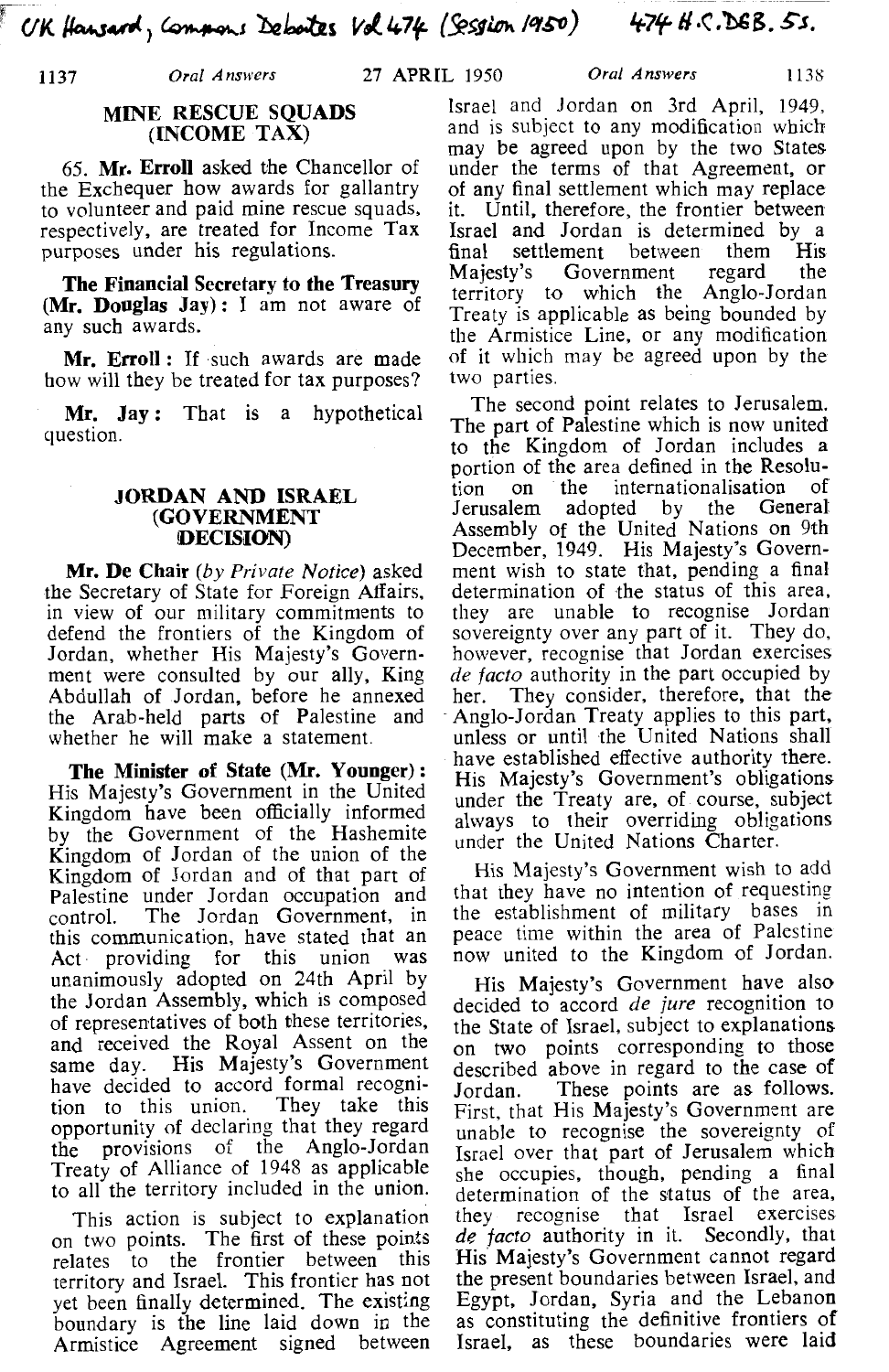UK Hansard, Commons Debates Vol 474 (Session 1950) 474 H.C.DEB. 5s.

## MINE RESCUE SQUADS (INCOME TAX)

65. **Mr. Erroll** asked the Chancellor of the Exchequer how awards for gallantry to volunteer and paid mine rescue squads, respectively, are treated for Income Tax purposes under his regulations.

**The Financial Secretary to the Treasury (Mr. Douglas Jay):** I am not aware of any such awards.

**Mr. Erroll:** If such awards are made how will they be treated for tax purposes?

**Mr. Jay:** That is a hypothetical question.

## JORDAN AND ISRAEL (GOVERNMENT DECISION)

**Mr. De Chair** (*by Private Notice*) asked the Secretary of State for Foreign Affairs, in view of our military commitments to defend the frontiers of the Kingdom of Jordan, whether His Majesty's Government were consulted by our ally, King Abdullah of Jordan, before he annexed the Arab-held parts of Palestine and whether he will make a statement.

**The Minister of State (Mr. Younger):** His Majesty's Government in the United Kingdom have been officially informed by the Government of the Hashemite Kingdom of Jordan of the union of the Kingdom of Jordan and of that part of Palestine under Jordan occupation and control. The Jordan Government, in this communication, have stated that an Act providing for this union was unanimously adopted on 24th April by the Jordan Assembly, which is composed of representatives of both these territories, and received the Royal Assent on the same day. His Majesty's Government have decided to accord formal recognition to this union. They take this opportunity of declaring that they regard the provisions of the Anglo-Jordan Treaty of Alliance of 1948 as applicable to all the territory included in the union.

This action is subject to explanation on two points. The first of these points relates to the frontier between this territory and Israel. This frontier has not yet been finally determined. The existing boundary is the line laid down in the Armistice Agreement signed between Israel and Jordan on 3rd April, 1949, and is subject to any modification which may be agreed upon by the two States under the terms of that Agreement, or of any final settlement which may replace it. Until, therefore, the frontier between Israel and Jordan is determined by a final settlement between them His Majesty's Government regard the territory to which the Anglo-Jordan Treaty is applicable as being bounded by the Armistice Line, or any modification of it which may be agreed upon by the two parties.

The second point relates to Jerusalem. The part of Palestine which is now united to the Kingdom of Jordan includes a portion of the area defined in the Resolution on the internationalisation of Jerusalem adopted by the General Assembly of the United Nations on 9th December, 1949. His Majesty's Government wish to state that, pending a final determination of the status of this area, they are unable to recognise Jordan sovereignty over any part of it. They do, however, recognise that Jordan exercises *de facto* authority in the part occupied by her. They consider, therefore, that the Anglo-Jordan Treaty applies to this part, unless or until the United Nations shall have established effective authority there. His Majesty's Government's obligations under the Treaty are, of course, subject always to their overriding obligations under the United Nations Charter.

His Majesty's Government wish to add that they have no intention of requesting the establishment of military bases in peace time within the area of Palestine now united to the Kingdom of Jordan.

His Majesty's Government have also decided to accord *de jure* recognition to the State of Israel, subject to explanations on two points corresponding to those described above in regard to the case of Jordan. These points are as follows. First, that His Majesty's Government are unable to recognise the sovereignty of Israel over that part of Jerusalem which she occupies, though, pending a final determination of the status of the area, they recognise that Israel exercises *de facto* authority in it. Secondly, that His Majesty's Government cannot regard the present boundaries between Israel, and Egypt, Jordan, Syria and the Lebanon as constituting the definitive frontiers of Israel, as these boundaries were laid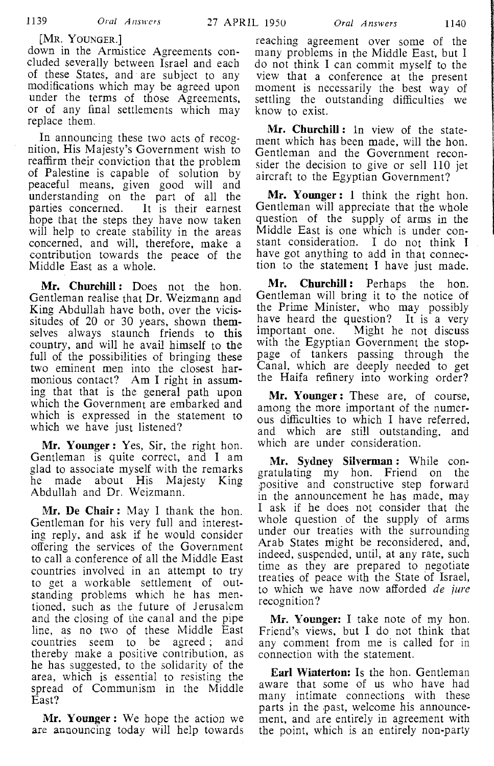[MR. YOUNGER.]
down in the Armistice Agreements concluded severally between Israel and each of these States, and are subject to any modifications which may be agreed upon under the terms of those Agreements, or of any final settlements which may replace them.

In announcing these two acts of recognition, His Majesty's Government wish to reaffirm their conviction that the problem of Palestine is capable of solution by peaceful means, given good will and understanding on the part of all the parties concerned. It is their earnest hope that the steps they have now taken will help to create stability in the areas concerned, and will, therefore, make a contribution towards the peace of the Middle East as a whole.

**Mr. Churchill:** Does not the hon. Gentleman realise that Dr. Weizmann and King Abdullah have both, over the vicissitudes of 20 or 30 years, shown themselves always staunch friends to this country, and will he avail himself to the full of the possibilities of bringing these two eminent men into the closest harmonious contact? Am I right in assuming that that is the general path upon which the Government are embarked and which is expressed in the statement to which we have just listened?

**Mr. Younger:** Yes, Sir, the right hon. Gentleman is quite correct, and I am glad to associate myself with the remarks he made about His Majesty King Abdullah and Dr. Weizmann.

**Mr. De Chair:** May I thank the hon. Gentleman for his very full and interesting reply, and ask if he would consider offering the services of the Government to call a conference of all the Middle East countries involved in an attempt to try to get a workable settlement of outstanding problems which he has mentioned, such as the future of Jerusalem and the closing of the canal and the pipe line, as no two of these Middle East countries seem to be agreed; and thereby make a positive contribution, as he has suggested, to the solidarity of the area, which is essential to resisting the spread of Communism in the Middle East?

**Mr. Younger:** We hope the action we are announcing today will help towards reaching agreement over some of the many problems in the Middle East, but I do not think I can commit myself to the view that a conference at the present moment is necessarily the best way of settling the outstanding difficulties we know to exist.

**Mr. Churchill:** In view of the statement which has been made, will the hon. Gentleman and the Government reconsider the decision to give or sell 110 jet aircraft to the Egyptian Government?

**Mr. Younger:** I think the right hon. Gentleman will appreciate that the whole question of the supply of arms in the Middle East is one which is under constant consideration. I do not think I have got anything to add in that connection to the statement I have just made.

**Mr. Churchill:** Perhaps the hon. Gentleman will bring it to the notice of the Prime Minister, who may possibly have heard the question? It is a very important one. Might he not discuss with the Egyptian Government the stoppage of tankers passing through the Canal, which are deeply needed to get the Haifa refinery into working order?

**Mr. Younger:** These are, of course, among the more important of the numerous difficulties to which I have referred, and which are still outstanding, and which are under consideration.

**Mr. Sydney Silverman:** While congratulating my hon. Friend on the positive and constructive step forward in the announcement he has made, may I ask if he does not consider that the whole question of the supply of arms under our treaties with the surrounding Arab States might be reconsidered, and, indeed, suspended, until, at any rate, such time as they are prepared to negotiate treaties of peace with the State of Israel, to which we have now afforded *de jure* recognition?

**Mr. Younger:** I take note of my hon. Friend's views, but I do not think that any comment from me is called for in connection with the statement.

**Earl Winterton:** Is the hon. Gentleman aware that some of us who have had many intimate connections with these parts in the past, welcome his announcement, and are entirely in agreement with the point, which is an entirely non-party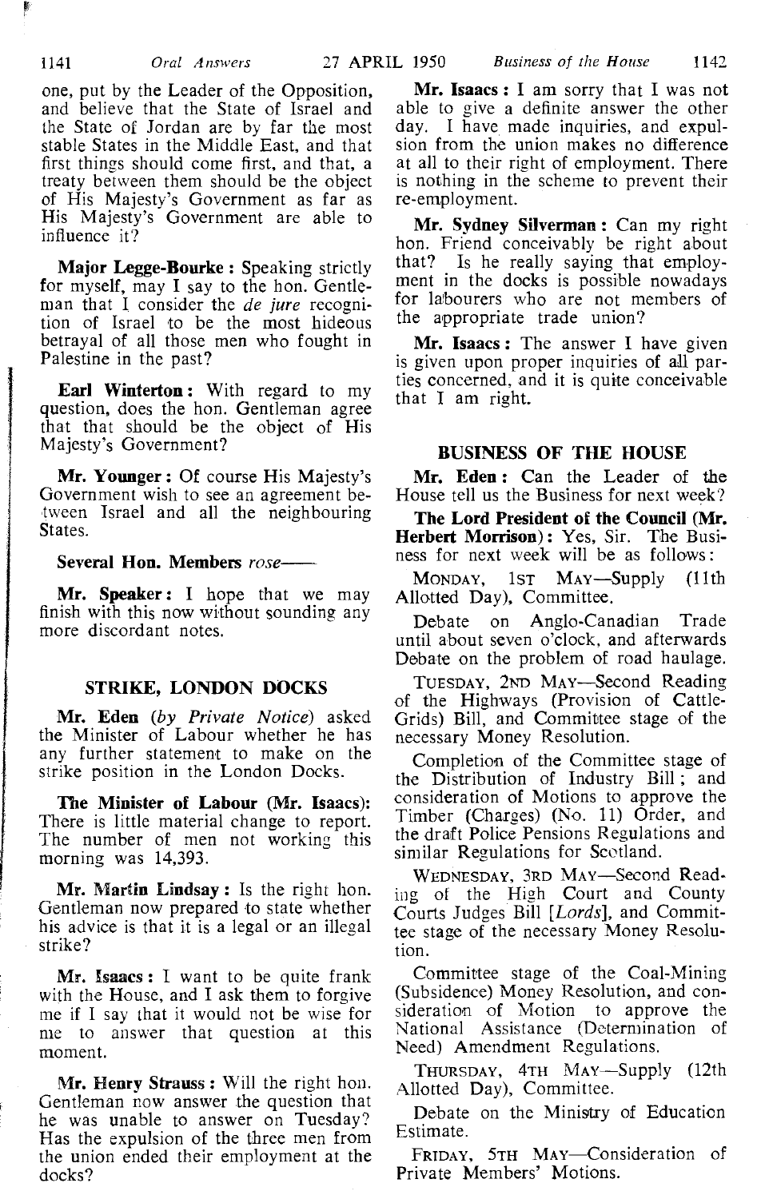one, put by the Leader of the Opposition, and believe that the State of Israel and the State of Jordan are by far the most stable States in the Middle East, and that first things should come first, and that, a treaty between them should be the object of His Majesty's Government as far as His Majesty's Government are able to influence it?

**Major Legge-Bourke**: Speaking strictly for myself, may I say to the hon. Gentleman that I consider the *de jure* recognition of Israel to be the most hideous betrayal of all those men who fought in Palestine in the past?

**Earl Winterton**: With regard to my question, does the hon. Gentleman agree that that should be the object of His Majesty's Government?

**Mr. Younger**: Of course His Majesty's Government wish to see an agreement between Israel and all the neighbouring States.

**Several Hon. Members** *rose*——

**Mr. Speaker**: I hope that we may finish with this now without sounding any more discordant notes.

## STRIKE, LONDON DOCKS

**Mr. Eden** (*by Private Notice*) asked the Minister of Labour whether he has any further statement to make on the strike position in the London Docks.

**The Minister of Labour (Mr. Isaacs)**: There is little material change to report. The number of men not working this morning was 14,393.

**Mr. Martin Lindsay**: Is the right hon. Gentleman now prepared to state whether his advice is that it is a legal or an illegal strike?

**Mr. Isaacs**: I want to be quite frank with the House, and I ask them to forgive me if I say that it would not be wise for me to answer that question at this moment.

**Mr. Henry Strauss**: Will the right hon. Gentleman now answer the question that he was unable to answer on Tuesday? Has the expulsion of the three men from the union ended their employment at the docks?

**Mr. Isaacs**: I am sorry that I was not able to give a definite answer the other day. I have made inquiries, and expulsion from the union makes no difference at all to their right of employment. There is nothing in the scheme to prevent their re-employment.

**Mr. Sydney Silverman**: Can my right hon. Friend conceivably be right about that? Is he really saying that employment in the docks is possible nowadays for labourers who are not members of the appropriate trade union?

**Mr. Isaacs**: The answer I have given is given upon proper inquiries of all parties concerned, and it is quite conceivable that I am right.

## BUSINESS OF THE HOUSE

**Mr. Eden**: Can the Leader of the House tell us the Business for next week?

**The Lord President of the Council (Mr. Herbert Morrison)**: Yes, Sir. The Business for next week will be as follows:

MONDAY, 1ST MAY—Supply (11th Allotted Day), Committee.

Debate on Anglo-Canadian Trade until about seven o'clock, and afterwards Debate on the problem of road haulage.

TUESDAY, 2ND MAY—Second Reading of the Highways (Provision of Cattle-Grids) Bill, and Committee stage of the necessary Money Resolution.

Completion of the Committee stage of the Distribution of Industry Bill; and consideration of Motions to approve the Timber (Charges) (No. 11) Order, and the draft Police Pensions Regulations and similar Regulations for Scotland.

WEDNESDAY, 3RD MAY—Second Reading of the High Court and County Courts Judges Bill [*Lords*], and Committee stage of the necessary Money Resolution.

Committee stage of the Coal-Mining (Subsidence) Money Resolution, and consideration of Motion to approve the National Assistance (Determination of Need) Amendment Regulations.

THURSDAY, 4TH MAY—Supply (12th Allotted Day), Committee.

Debate on the Ministry of Education Estimate.

FRIDAY, 5TH MAY—Consideration of Private Members' Motions.